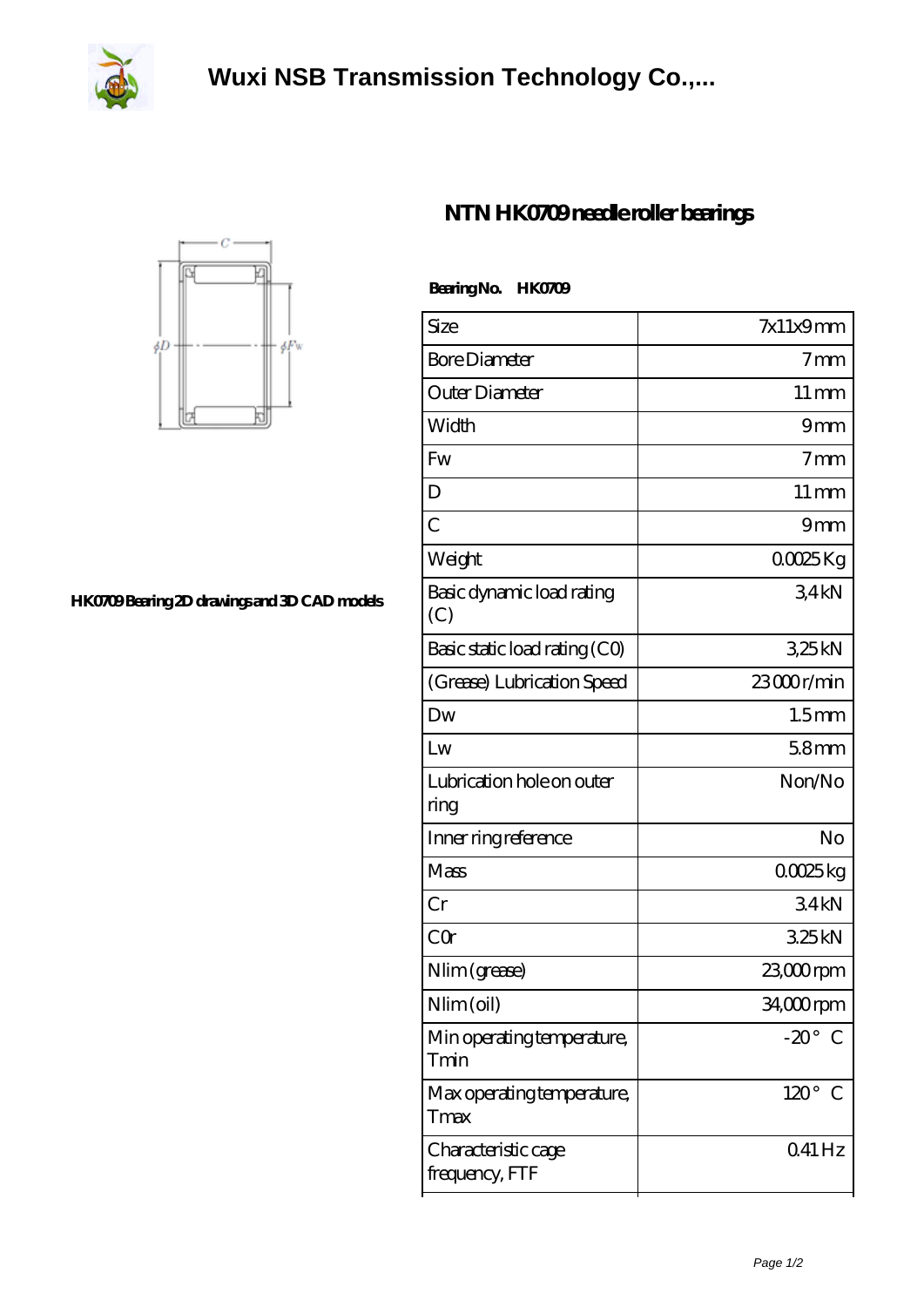# Wuxi NSB Transmission Technology Co.,...

## NTN HK0709 needle roller bearings

HK0709 Bearing 2D drawings and 3D CAD models

**Bearing No. HK0709**

| Size | 7x11x9 mm |
|---|---|
| Bore Diameter | 7 mm |
| Outer Diameter | 11 mm |
| Width | 9 mm |
| Fw | 7 mm |
| D | 11 mm |
| C | 9 mm |
| Weight | 0.0025 Kg |
| Basic dynamic load rating (C) | 3,4 kN |
| Basic static load rating (C0) | 3,25 kN |
| (Grease) Lubrication Speed | 23 000 r/min |
| Dw | 1.5 mm |
| Lw | 5.8 mm |
| Lubrication hole on outer ring | Non/No |
| Inner ring reference | No |
| Mass | 0.0025 kg |
| Cr | 3.4 kN |
| C0r | 3.25 kN |
| Nlim (grease) | 23,000 rpm |
| Nlim (oil) | 34,000 rpm |
| Min operating temperature, Tmin | -20° C |
| Max operating temperature, Tmax | 120° C |
| Characteristic cage frequency, FTF | 0.41 Hz |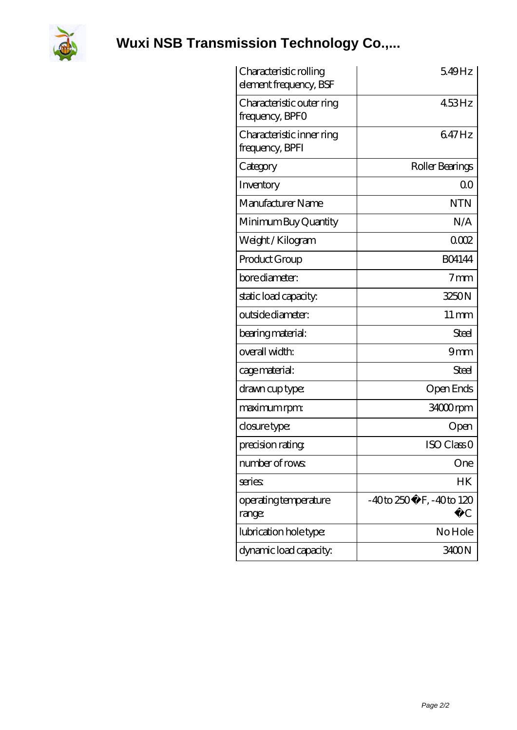# Wuxi NSB Transmission Technology Co.,...

| | |
|---|---|
| Characteristic rolling element frequency, BSF | 5.49 Hz |
| Characteristic outer ring frequency, BPFO | 4.53 Hz |
| Characteristic inner ring frequency, BPFI | 6.47 Hz |
| Category | Roller Bearings |
| Inventory | 0.0 |
| Manufacturer Name | NTN |
| Minimum Buy Quantity | N/A |
| Weight / Kilogram | 0.002 |
| Product Group | B04144 |
| bore diameter: | 7 mm |
| static load capacity: | 3250 N |
| outside diameter: | 11 mm |
| bearing material: | Steel |
| overall width: | 9 mm |
| cage material: | Steel |
| drawn cup type: | Open Ends |
| maximum rpm: | 34000 rpm |
| closure type: | Open |
| precision rating: | ISO Class 0 |
| number of rows: | One |
| series: | HK |
| operating temperature range: | -40 to 250 �F, -40 to 120 �C |
| lubrication hole type: | No Hole |
| dynamic load capacity: | 3400 N |